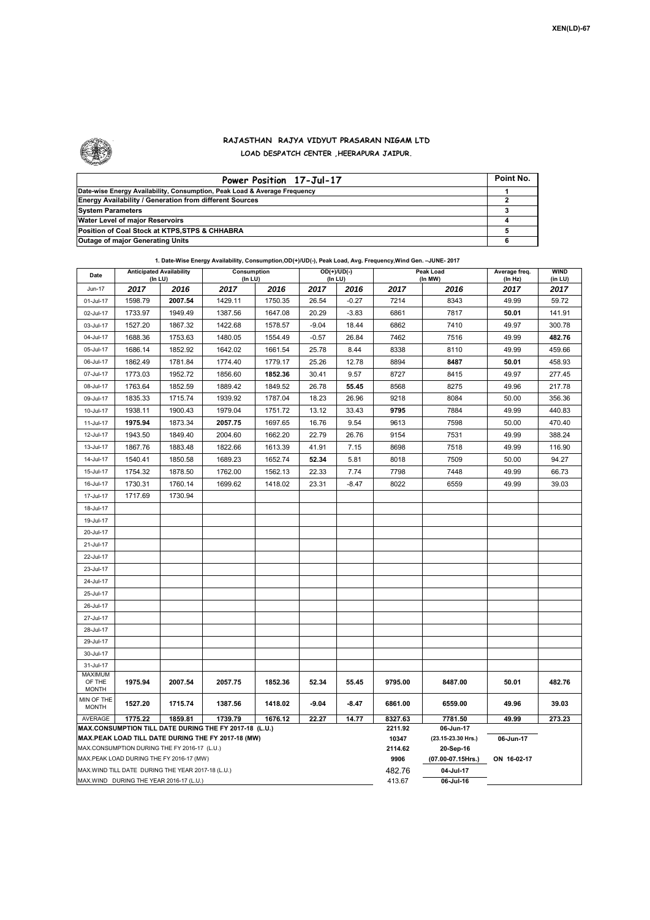XEN(LD)-67

**RAJASTHAN RAJYA VIDYUT PRASARAN NIGAM LTD**

**LOAD DESPATCH CENTER ,HEERAPURA JAIPUR.**

| Power Position 17-Jul-17 | Point No. |
|---|---|
| Date-wise Energy Availability, Consumption, Peak Load & Average Frequency | 1 |
| Energy Availability / Generation from different Sources | 2 |
| System Parameters | 3 |
| Water Level of major Reservoirs | 4 |
| Position of Coal Stock at KTPS,STPS & CHHABRA | 5 |
| Outage of major Generating Units | 6 |

**1. Date-Wise Energy Availability, Consumption,OD(+)/UD(-), Peak Load, Avg. Frequency,Wind Gen. –JUNE- 2017**

| Date | Anticipated Availability (In LU) | | Consumption (In LU) | | OD(+)/UD(-) (In LU) | | Peak Load (In MW) | | Average freq. (In Hz) | WIND (in LU) |
|---|---|---|---|---|---|---|---|---|---|---|
| Jun-17 | 2017 | 2016 | 2017 | 2016 | 2017 | 2016 | 2017 | 2016 | 2017 | 2017 |
| 01-Jul-17 | 1598.79 | **2007.54** | 1429.11 | 1750.35 | 26.54 | -0.27 | 7214 | 8343 | 49.99 | 59.72 |
| 02-Jul-17 | 1733.97 | 1949.49 | 1387.56 | 1647.08 | 20.29 | -3.83 | 6861 | 7817 | **50.01** | 141.91 |
| 03-Jul-17 | 1527.20 | 1867.32 | 1422.68 | 1578.57 | -9.04 | 18.44 | 6862 | 7410 | 49.97 | 300.78 |
| 04-Jul-17 | 1688.36 | 1753.63 | 1480.05 | 1554.49 | -0.57 | 26.84 | 7462 | 7516 | 49.99 | **482.76** |
| 05-Jul-17 | 1686.14 | 1852.92 | 1642.02 | 1661.54 | 25.78 | 8.44 | 8338 | 8110 | 49.99 | 459.66 |
| 06-Jul-17 | 1862.49 | 1781.84 | 1774.40 | 1779.17 | 25.26 | 12.78 | 8894 | **8487** | **50.01** | 458.93 |
| 07-Jul-17 | 1773.03 | 1952.72 | 1856.60 | **1852.36** | 30.41 | 9.57 | 8727 | 8415 | 49.97 | 277.45 |
| 08-Jul-17 | 1763.64 | 1852.59 | 1889.42 | 1849.52 | 26.78 | **55.45** | 8568 | 8275 | 49.96 | 217.78 |
| 09-Jul-17 | 1835.33 | 1715.74 | 1939.92 | 1787.04 | 18.23 | 26.96 | 9218 | 8084 | 50.00 | 356.36 |
| 10-Jul-17 | 1938.11 | 1900.43 | 1979.04 | 1751.72 | 13.12 | 33.43 | **9795** | 7884 | 49.99 | 440.83 |
| 11-Jul-17 | **1975.94** | 1873.34 | **2057.75** | 1697.65 | 16.76 | 9.54 | 9613 | 7598 | 50.00 | 470.40 |
| 12-Jul-17 | 1943.50 | 1849.40 | 2004.60 | 1662.20 | 22.79 | 26.76 | 9154 | 7531 | 49.99 | 388.24 |
| 13-Jul-17 | 1867.76 | 1883.48 | 1822.66 | 1613.39 | 41.91 | 7.15 | 8698 | 7518 | 49.99 | 116.90 |
| 14-Jul-17 | 1540.41 | 1850.58 | 1689.23 | 1652.74 | **52.34** | 5.81 | 8018 | 7509 | 50.00 | 94.27 |
| 15-Jul-17 | 1754.32 | 1878.50 | 1762.00 | 1562.13 | 22.33 | 7.74 | 7798 | 7448 | 49.99 | 66.73 |
| 16-Jul-17 | 1730.31 | 1760.14 | 1699.62 | 1418.02 | 23.31 | -8.47 | 8022 | 6559 | 49.99 | 39.03 |
| 17-Jul-17 | 1717.69 | 1730.94 | | | | | | | | |
| 18-Jul-17 | | | | | | | | | | |
| 19-Jul-17 | | | | | | | | | | |
| 20-Jul-17 | | | | | | | | | | |
| 21-Jul-17 | | | | | | | | | | |
| 22-Jul-17 | | | | | | | | | | |
| 23-Jul-17 | | | | | | | | | | |
| 24-Jul-17 | | | | | | | | | | |
| 25-Jul-17 | | | | | | | | | | |
| 26-Jul-17 | | | | | | | | | | |
| 27-Jul-17 | | | | | | | | | | |
| 28-Jul-17 | | | | | | | | | | |
| 29-Jul-17 | | | | | | | | | | |
| 30-Jul-17 | | | | | | | | | | |
| 31-Jul-17 | | | | | | | | | | |
| MAXIMUM OF THE MONTH | **1975.94** | **2007.54** | **2057.75** | **1852.36** | **52.34** | **55.45** | **9795.00** | **8487.00** | **50.01** | **482.76** |
| MIN OF THE MONTH | **1527.20** | **1715.74** | **1387.56** | **1418.02** | **-9.04** | **-8.47** | **6861.00** | **6559.00** | **49.96** | **39.03** |
| AVERAGE | **1775.22** | **1859.81** | **1739.79** | **1676.12** | **22.27** | **14.77** | **8327.63** | **7781.50** | **49.99** | **273.23** |
| **MAX.CONSUMPTION TILL DATE DURING THE FY 2017-18 (L.U.)** | | | | | | | **2211.92** | **06-Jun-17** | | |
| **MAX.PEAK LOAD TILL DATE DURING THE FY 2017-18 (MW)** | | | | | | | **10347** | **(23.15-23.30 Hrs.)** | **06-Jun-17** | |
| MAX.CONSUMPTION DURING THE FY 2016-17 (L.U.) | | | | | | | **2114.62** | **20-Sep-16** | | |
| MAX.PEAK LOAD DURING THE FY 2016-17 (MW) | | | | | | | **9906** | **(07.00-07.15Hrs.)** | **ON 16-02-17** | |
| MAX.WIND TILL DATE DURING THE YEAR 2017-18 (L.U.) | | | | | | | 482.76 | **04-Jul-17** | | |
| MAX.WIND DURING THE YEAR 2016-17 (L.U.) | | | | | | | 413.67 | **06-Jul-16** | | |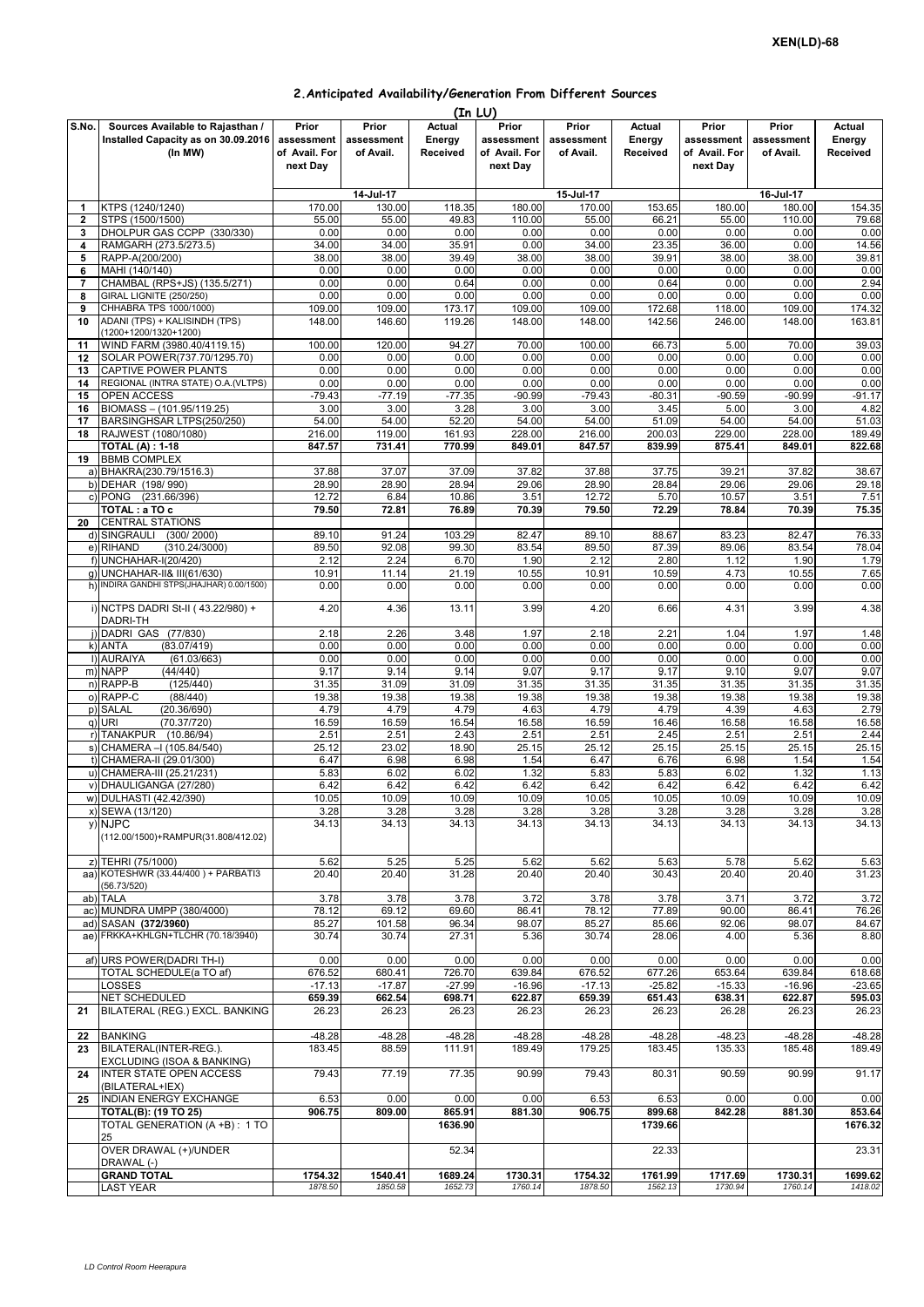XEN(LD)-68

## 2.Anticipated Availability/Generation From Different Sources

(In LU)

| S.No. | Sources Available to Rajasthan / Installed Capacity as on 30.09.2016 (In MW) | Prior assessment of Avail. For next Day | Prior assessment of Avail. | Actual Energy Received | Prior assessment of Avail. For next Day | Prior assessment of Avail. | Actual Energy Received | Prior assessment of Avail. For next Day | Prior assessment of Avail. | Actual Energy Received |
|---|---|---|---|---|---|---|---|---|---|---|
| | | | 14-Jul-17 | | | 15-Jul-17 | | | 16-Jul-17 | |
| 1 | KTPS (1240/1240) | 170.00 | 130.00 | 118.35 | 180.00 | 170.00 | 153.65 | 180.00 | 180.00 | 154.35 |
| 2 | STPS (1500/1500) | 55.00 | 55.00 | 49.83 | 110.00 | 55.00 | 66.21 | 55.00 | 110.00 | 79.68 |
| 3 | DHOLPUR GAS CCPP (330/330) | 0.00 | 0.00 | 0.00 | 0.00 | 0.00 | 0.00 | 0.00 | 0.00 | 0.00 |
| 4 | RAMGARH (273.5/273.5) | 34.00 | 34.00 | 35.91 | 0.00 | 34.00 | 23.35 | 36.00 | 0.00 | 14.56 |
| 5 | RAPP-A(200/200) | 38.00 | 38.00 | 39.49 | 38.00 | 38.00 | 39.91 | 38.00 | 38.00 | 39.81 |
| 6 | MAHI (140/140) | 0.00 | 0.00 | 0.00 | 0.00 | 0.00 | 0.00 | 0.00 | 0.00 | 0.00 |
| 7 | CHAMBAL (RPS+JS) (135.5/271) | 0.00 | 0.00 | 0.64 | 0.00 | 0.00 | 0.64 | 0.00 | 0.00 | 2.94 |
| 8 | GIRAL LIGNITE (250/250) | 0.00 | 0.00 | 0.00 | 0.00 | 0.00 | 0.00 | 0.00 | 0.00 | 0.00 |
| 9 | CHHABRA TPS 1000/1000) | 109.00 | 109.00 | 173.17 | 109.00 | 109.00 | 172.68 | 118.00 | 109.00 | 174.32 |
| 10 | ADANI (TPS) + KALISINDH (TPS) (1200+1200/1320+1200) | 148.00 | 146.60 | 119.26 | 148.00 | 148.00 | 142.56 | 246.00 | 148.00 | 163.81 |
| 11 | WIND FARM (3980.40/4119.15) | 100.00 | 120.00 | 94.27 | 70.00 | 100.00 | 66.73 | 5.00 | 70.00 | 39.03 |
| 12 | SOLAR POWER(737.70/1295.70) | 0.00 | 0.00 | 0.00 | 0.00 | 0.00 | 0.00 | 0.00 | 0.00 | 0.00 |
| 13 | CAPTIVE POWER PLANTS | 0.00 | 0.00 | 0.00 | 0.00 | 0.00 | 0.00 | 0.00 | 0.00 | 0.00 |
| 14 | REGIONAL (INTRA STATE) O.A.(VLTPS) | 0.00 | 0.00 | 0.00 | 0.00 | 0.00 | 0.00 | 0.00 | 0.00 | 0.00 |
| 15 | OPEN ACCESS | -79.43 | -77.19 | -77.35 | -90.99 | -79.43 | -80.31 | -90.59 | -90.99 | -91.17 |
| 16 | BIOMASS – (101.95/119.25) | 3.00 | 3.00 | 3.28 | 3.00 | 3.00 | 3.45 | 5.00 | 3.00 | 4.82 |
| 17 | BARSINGHSAR LTPS(250/250) | 54.00 | 54.00 | 52.20 | 54.00 | 54.00 | 51.09 | 54.00 | 54.00 | 51.03 |
| 18 | RAJWEST (1080/1080) | 216.00 | 119.00 | 161.93 | 228.00 | 216.00 | 200.03 | 229.00 | 228.00 | 189.49 |
| | **TOTAL (A) : 1-18** | **847.57** | **731.41** | **770.99** | **849.01** | **847.57** | **839.99** | **875.41** | **849.01** | **822.68** |
| 19 | BBMB COMPLEX | | | | | | | | | |
| | a) BHAKRA(230.79/1516.3) | 37.88 | 37.07 | 37.09 | 37.82 | 37.88 | 37.75 | 39.21 | 37.82 | 38.67 |
| | b) DEHAR (198/ 990) | 28.90 | 28.90 | 28.94 | 29.06 | 28.90 | 28.84 | 29.06 | 29.06 | 29.18 |
| | c) PONG (231.66/396) | 12.72 | 6.84 | 10.86 | 3.51 | 12.72 | 5.70 | 10.57 | 3.51 | 7.51 |
| | **TOTAL : a TO c** | **79.50** | **72.81** | **76.89** | **70.39** | **79.50** | **72.29** | **78.84** | **70.39** | **75.35** |
| 20 | CENTRAL STATIONS | | | | | | | | | |
| | d) SINGRAULI (300/ 2000) | 89.10 | 91.24 | 103.29 | 82.47 | 89.10 | 88.67 | 83.23 | 82.47 | 76.33 |
| | e) RIHAND (310.24/3000) | 89.50 | 92.08 | 99.30 | 83.54 | 89.50 | 87.39 | 89.06 | 83.54 | 78.04 |
| | f) UNCHAHAR-I(20/420) | 2.12 | 2.24 | 6.70 | 1.90 | 2.12 | 2.80 | 1.12 | 1.90 | 1.79 |
| | g) UNCHAHAR-II& III(61/630) | 10.91 | 11.14 | 21.19 | 10.55 | 10.91 | 10.59 | 4.73 | 10.55 | 7.65 |
| | h) INDIRA GANDHI STPS(JHAJHAR) 0.00/1500) | 0.00 | 0.00 | 0.00 | 0.00 | 0.00 | 0.00 | 0.00 | 0.00 | 0.00 |
| | i) NCTPS DADRI St-II ( 43.22/980) + DADRI-TH | 4.20 | 4.36 | 13.11 | 3.99 | 4.20 | 6.66 | 4.31 | 3.99 | 4.38 |
| | j) DADRI GAS (77/830) | 2.18 | 2.26 | 3.48 | 1.97 | 2.18 | 2.21 | 1.04 | 1.97 | 1.48 |
| | k) ANTA (83.07/419) | 0.00 | 0.00 | 0.00 | 0.00 | 0.00 | 0.00 | 0.00 | 0.00 | 0.00 |
| | l) AURAIYA (61.03/663) | 0.00 | 0.00 | 0.00 | 0.00 | 0.00 | 0.00 | 0.00 | 0.00 | 0.00 |
| | m) NAPP (44/440) | 9.17 | 9.14 | 9.14 | 9.07 | 9.17 | 9.17 | 9.10 | 9.07 | 9.07 |
| | n) RAPP-B (125/440) | 31.35 | 31.09 | 31.09 | 31.35 | 31.35 | 31.35 | 31.35 | 31.35 | 31.35 |
| | o) RAPP-C (88/440) | 19.38 | 19.38 | 19.38 | 19.38 | 19.38 | 19.38 | 19.38 | 19.38 | 19.38 |
| | p) SALAL (20.36/690) | 4.79 | 4.79 | 4.79 | 4.63 | 4.79 | 4.79 | 4.39 | 4.63 | 2.79 |
| | q) URI (70.37/720) | 16.59 | 16.59 | 16.54 | 16.58 | 16.59 | 16.46 | 16.58 | 16.58 | 16.58 |
| | r) TANAKPUR (10.86/94) | 2.51 | 2.51 | 2.43 | 2.51 | 2.51 | 2.45 | 2.51 | 2.51 | 2.44 |
| | s) CHAMERA –I (105.84/540) | 25.12 | 23.02 | 18.90 | 25.15 | 25.12 | 25.15 | 25.15 | 25.15 | 25.15 |
| | t) CHAMERA-II (29.01/300) | 6.47 | 6.98 | 6.98 | 1.54 | 6.47 | 6.76 | 6.98 | 1.54 | 1.54 |
| | u) CHAMERA-III (25.21/231) | 5.83 | 6.02 | 6.02 | 1.32 | 5.83 | 5.83 | 6.02 | 1.32 | 1.13 |
| | v) DHAULIGANGA (27/280) | 6.42 | 6.42 | 6.42 | 6.42 | 6.42 | 6.42 | 6.42 | 6.42 | 6.42 |
| | w) DULHASTI (42.42/390) | 10.05 | 10.09 | 10.09 | 10.09 | 10.05 | 10.05 | 10.09 | 10.09 | 10.09 |
| | x) SEWA (13/120) | 3.28 | 3.28 | 3.28 | 3.28 | 3.28 | 3.28 | 3.28 | 3.28 | 3.28 |
| | y) NJPC (112.00/1500)+RAMPUR(31.808/412.02) | 34.13 | 34.13 | 34.13 | 34.13 | 34.13 | 34.13 | 34.13 | 34.13 | 34.13 |
| | z) TEHRI (75/1000) | 5.62 | 5.25 | 5.25 | 5.62 | 5.62 | 5.63 | 5.78 | 5.62 | 5.63 |
| | aa) KOTESHWR (33.44/400 ) + PARBATI3 (56.73/520) | 20.40 | 20.40 | 31.28 | 20.40 | 20.40 | 30.43 | 20.40 | 20.40 | 31.23 |
| | ab) TALA | 3.78 | 3.78 | 3.78 | 3.72 | 3.78 | 3.78 | 3.71 | 3.72 | 3.72 |
| | ac) MUNDRA UMPP (380/4000) | 78.12 | 69.12 | 69.60 | 86.41 | 78.12 | 77.89 | 90.00 | 86.41 | 76.26 |
| | ad) SASAN **(372/3960)** | 85.27 | 101.58 | 96.34 | 98.07 | 85.27 | 85.66 | 92.06 | 98.07 | 84.67 |
| | ae) FRKKA+KHLGN+TLCHR (70.18/3940) | 30.74 | 30.74 | 27.31 | 5.36 | 30.74 | 28.06 | 4.00 | 5.36 | 8.80 |
| | af) URS POWER(DADRI TH-I) | 0.00 | 0.00 | 0.00 | 0.00 | 0.00 | 0.00 | 0.00 | 0.00 | 0.00 |
| | TOTAL SCHEDULE(a TO af) | 676.52 | 680.41 | 726.70 | 639.84 | 676.52 | 677.26 | 653.64 | 639.84 | 618.68 |
| | LOSSES | -17.13 | -17.87 | -27.99 | -16.96 | -17.13 | -25.82 | -15.33 | -16.96 | -23.65 |
| | NET SCHEDULED | 659.39 | 662.54 | 698.71 | 622.87 | 659.39 | 651.43 | 638.31 | 622.87 | 595.03 |
| 21 | BILATERAL (REG.) EXCL. BANKING | 26.23 | 26.23 | 26.23 | 26.23 | 26.23 | 26.23 | 26.28 | 26.23 | 26.23 |
| 22 | BANKING | -48.28 | -48.28 | -48.28 | -48.28 | -48.28 | -48.28 | -48.23 | -48.28 | -48.28 |
| 23 | BILATERAL(INTER-REG.). EXCLUDING (ISOA & BANKING) | 183.45 | 88.59 | 111.91 | 189.49 | 179.25 | 183.45 | 135.33 | 185.48 | 189.49 |
| 24 | INTER STATE OPEN ACCESS (BILATERAL+IEX) | 79.43 | 77.19 | 77.35 | 90.99 | 79.43 | 80.31 | 90.59 | 90.99 | 91.17 |
| 25 | INDIAN ENERGY EXCHANGE | 6.53 | 0.00 | 0.00 | 0.00 | 6.53 | 6.53 | 0.00 | 0.00 | 0.00 |
| | **TOTAL(B): (19 TO 25)** | **906.75** | **809.00** | **865.91** | **881.30** | **906.75** | **899.68** | **842.28** | **881.30** | **853.64** |
| | TOTAL GENERATION (A +B) : 1 TO 25 | | | **1636.90** | | | **1739.66** | | | **1676.32** |
| | OVER DRAWAL (+)/UNDER DRAWAL (-) | | | 52.34 | | | 22.33 | | | 23.31 |
| | **GRAND TOTAL** | **1754.32** | **1540.41** | **1689.24** | **1730.31** | **1754.32** | **1761.99** | **1717.69** | **1730.31** | **1699.62** |
| | LAST YEAR | *1878.50* | *1850.58* | *1652.73* | *1760.14* | *1878.50* | *1562.13* | *1730.94* | *1760.14* | *1418.02* |

*LD Control Room Heerapura*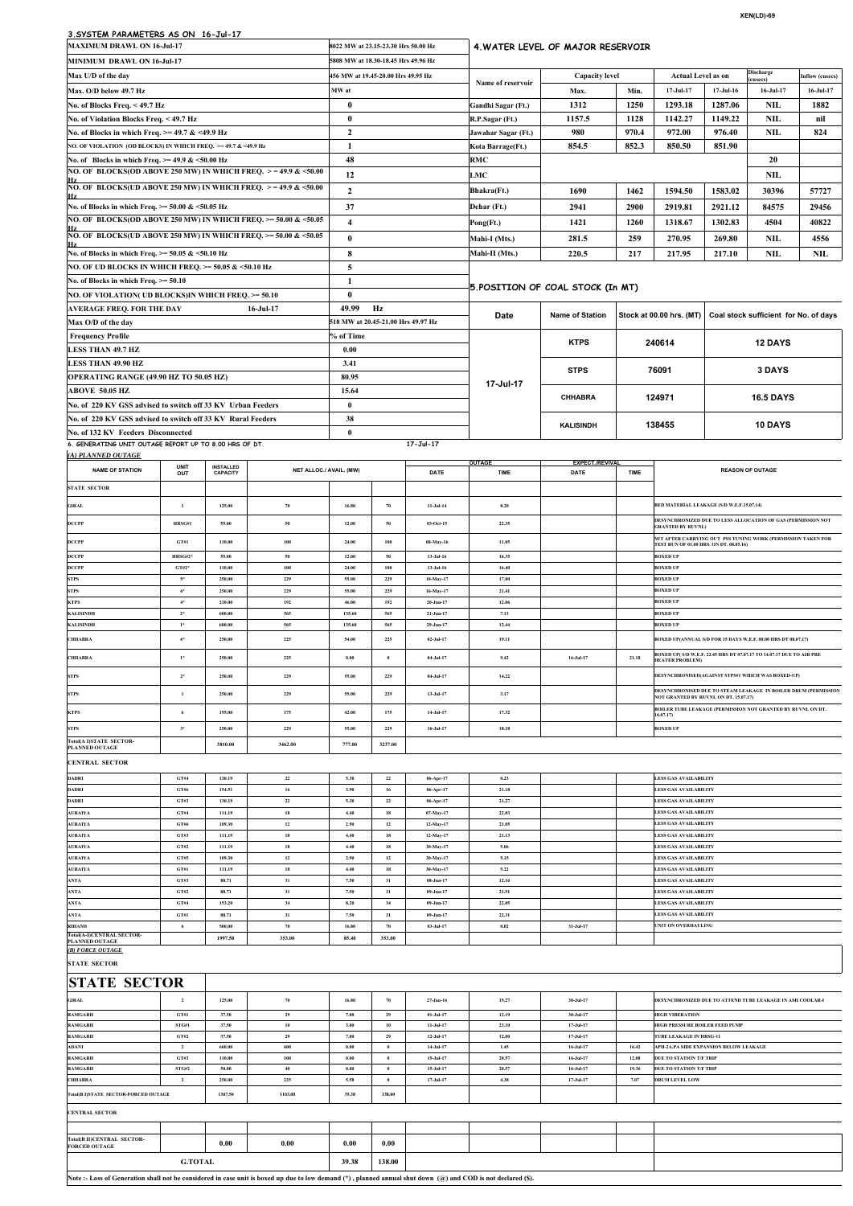XEN(LD)-69

## 3. SYSTEM PARAMETERS AS ON 16-Jul-17

| | |
|---|---|
| MAXIMUM DRAWL ON 16-Jul-17 | 8022 MW at 23.15-23.30 Hrs 50.00 Hz |
| MINIMUM DRAWL ON 16-Jul-17 | 5808 MW at 18.30-18.45 Hrs 49.96 Hz |
| Max U/D of the day | 456 MW at 19.45-20.00 Hrs 49.95 Hz |
| Max. O/D below 49.7 Hz | MW at |
| No. of Blocks Freq. < 49.7 Hz | 0 |
| No. of Violation Blocks Freq. < 49.7 Hz | 0 |
| No. of Blocks in which Freq. >= 49.7 & <49.9 Hz | 2 |
| NO. OF VIOLATION (OD BLOCKS) IN WHICH FREQ. >= 49.7 & <49.9 Hz | 1 |
| No. of Blocks in which Freq. >= 49.9 & <50.00 Hz | 48 |
| NO. OF BLOCKS(OD ABOVE 250 MW) IN WHICH FREQ. > = 49.9 & <50.00 Hz | 12 |
| NO. OF BLOCKS(UD ABOVE 250 MW) IN WHICH FREQ. > = 49.9 & <50.00 Hz | 2 |
| No. of Blocks in which Freq. >= 50.00 & <50.05 Hz | 37 |
| NO. OF BLOCKS(OD ABOVE 250 MW) IN WHICH FREQ. >= 50.00 & <50.05 Hz | 4 |
| NO. OF BLOCKS(UD ABOVE 250 MW) IN WHICH FREQ. >= 50.00 & <50.05 Hz | 0 |
| No. of Blocks in which Freq. >= 50.05 & <50.10 Hz | 8 |
| NO. OF UD BLOCKS IN WHICH FREQ. >= 50.05 & <50.10 Hz | 5 |
| No. of Blocks in which Freq. >= 50.10 | 1 |
| NO. OF VIOLATION( UD BLOCKS)IN WHICH FREQ. >= 50.10 | 0 |
| AVERAGE FREQ. FOR THE DAY 16-Jul-17 | 49.99 Hz |
| Max O/D of the day | 518 MW at 20.45-21.00 Hrs 49.97 Hz |
| Frequency Profile | % of Time |
| LESS THAN 49.7 HZ | 0.00 |
| LESS THAN 49.90 HZ | 3.41 |
| OPERATING RANGE (49.90 HZ TO 50.05 HZ) | 80.95 |
| ABOVE 50.05 HZ | 15.64 |
| No. of 220 KV GSS advised to switch off 33 KV Urban Feeders | 0 |
| No. of 220 KV GSS advised to switch off 33 KV Rural Feeders | 38 |
| No. of 132 KV Feeders Disconnected | 0 |

## 4. WATER LEVEL OF MAJOR RESERVOIR

| Name of reservoir | Capacity level Max. | Capacity level Min. | Actual Level as on 17-Jul-17 | Actual Level as on 17-Jul-16 | Discharge (cusecs) 16-Jul-17 | Inflow (cusecs) 16-Jul-17 |
|---|---|---|---|---|---|---|
| Gandhi Sagar (Ft.) | 1312 | 1250 | 1293.18 | 1287.06 | NIL | 1882 |
| R.P.Sagar (Ft.) | 1157.5 | 1128 | 1142.27 | 1149.22 | NIL | nil |
| Jawahar Sagar (Ft.) | 980 | 970.4 | 972.00 | 976.40 | NIL | 824 |
| Kota Barrage(Ft.) | 854.5 | 852.3 | 850.50 | 851.90 | | |
| RMC | | | | | 20 | |
| LMC | | | | | NIL | |
| Bhakra(Ft.) | 1690 | 1462 | 1594.50 | 1583.02 | 30396 | 57727 |
| Dehar (Ft.) | 2941 | 2900 | 2919.81 | 2921.12 | 84575 | 29456 |
| Pong(Ft.) | 1421 | 1260 | 1318.67 | 1302.83 | 4504 | 40822 |
| Mahi-I (Mts.) | 281.5 | 259 | 270.95 | 269.80 | NIL | 4556 |
| Mahi-II (Mts.) | 220.5 | 217 | 217.95 | 217.10 | NIL | NIL |

## 5. POSITION OF COAL STOCK (In MT)

| Date | Name of Station | Stock at 00.00 hrs. (MT) | Coal stock sufficient for No. of days |
|---|---|---|---|
| 17-Jul-17 | KTPS | 240614 | 12 DAYS |
| | STPS | 76091 | 3 DAYS |
| | CHHABRA | 124971 | 16.5 DAYS |
| | KALISINDH | 138455 | 10 DAYS |

## 6. GENERATING UNIT OUTAGE REPORT UP TO 8.00 HRS OF DT. 17-Jul-17

### (A) PLANNED OUTAGE

| NAME OF STATION | UNIT OUT | INSTALLED CAPACITY | NET ALLOC./ AVAIL. (MW) | | | OUTAGE DATE | OUTAGE TIME | EXPECT./REVIVAL DATE | EXPECT./REVIVAL TIME | REASON OF OUTAGE |
|---|---|---|---|---|---|---|---|---|---|---|
| **STATE SECTOR** | | | | | | | | | | |
| GIRAL | 1 | 125.00 | 70 | 16.80 | 70 | 11-Jul-14 | 8.20 | | | BED MATERIAL LEAKAGE (S/D W.E.F.15.07.14) |
| DCCPP | HRSG#1 | 55.00 | 50 | 12.00 | 50 | 03-Oct-15 | 22.35 | | | DESYNCHRONIZED DUE TO LESS ALLOCATION OF GAS (PERMISSION NOT GRANTED BY RUVNL) |
| DCCPP | GT#1 | 110.00 | 100 | 24.00 | 100 | 08-May-16 | 11.05 | | | S/T AFTER CARRYING OUT PSS TUNING WORK (PERMISSION TAKEN FOR TEST RUN OF 01.00 HRS. ON DT. 08.05.16) |
| DCCPP | HRSG#2* | 55.00 | 50 | 12.00 | 50 | 13-Jul-16 | 16.35 | | | BOXED UP |
| DCCPP | GT#2* | 110.00 | 100 | 24.00 | 100 | 13-Jul-16 | 16.40 | | | BOXED UP |
| STPS | 5* | 250.00 | 229 | 55.00 | 229 | 16-May-17 | 17.00 | | | BOXED UP |
| STPS | 6* | 250.00 | 229 | 55.00 | 229 | 16-May-17 | 21.41 | | | BOXED UP |
| KTPS | 4* | 210.00 | 192 | 46.00 | 192 | 20-Jun-17 | 12.06 | | | BOXED UP |
| KALISINDH | 2* | 600.00 | 565 | 135.60 | 565 | 21-Jun-17 | 7.13 | | | BOXED UP |
| KALISINDH | 1* | 600.00 | 565 | 135.60 | 565 | 29-Jun-17 | 12.44 | | | BOXED UP |
| CHHABRA | 4* | 250.00 | 225 | 54.00 | 225 | 02-Jul-17 | 19.11 | | | BOXED UP(ANNUAL S/D FOR 15 DAYS W.E.F. 00.00 HRS DT 08.07.17) |
| CHHABRA | 1* | 250.00 | 225 | 0.00 | 0 | 04-Jul-17 | 9.42 | 16-Jul-17 | 21.18 | BOXED UP( S/D W.E.F. 22.45 HRS DT 07.07.17 TO 14.07.17 DUE TO AIR PRE HEATER PROBLEM) |
| STPS | 2* | 250.00 | 229 | 55.00 | 229 | 04-Jul-17 | 14.22 | | | DESYNCHRONISED(AGAINST STPS#1 WHICH WAS BOXED-UP) |
| STPS | 1 | 250.00 | 229 | 55.00 | 229 | 13-Jul-17 | 3.17 | | | DESYNCHRONISED DUE TO STEAM LEAKAGE IN BOILER DRUM (PERMISSION NOT GRANTED BY RUVNL ON DT. 15.07.17) |
| KTPS | 6 | 195.00 | 175 | 42.00 | 175 | 14-Jul-17 | 17.32 | | | BOILER TUBE LEAKAGE (PERMISSION NOT GRANTED BY RUVNL ON DT. 16.07.17) |
| STPS | 3* | 250.00 | 229 | 55.00 | 229 | 16-Jul-17 | 18.18 | | | BOXED UP |
| Total(A I)STATE SECTOR-PLANNED OUTAGE | | 3810.00 | 3462.00 | 777.00 | 3237.00 | | | | | |
| **CENTRAL SECTOR** | | | | | | | | | | |
| DADRI | GT#4 | 130.19 | 22 | 5.30 | 22 | 06-Apr-17 | 8.23 | | | LESS GAS AVAILABILITY |
| DADRI | GT#6 | 154.51 | 16 | 3.90 | 16 | 06-Apr-17 | 21.18 | | | LESS GAS AVAILABILITY |
| DADRI | GT#3 | 130.19 | 22 | 5.30 | 22 | 06-Apr-17 | 21.27 | | | LESS GAS AVAILABILITY |
| AURAIYA | GT#4 | 111.19 | 18 | 4.40 | 18 | 07-May-17 | 22.03 | | | LESS GAS AVAILABILITY |
| AURAIYA | GT#6 | 109.30 | 12 | 2.90 | 12 | 12-May-17 | 21.05 | | | LESS GAS AVAILABILITY |
| AURAIYA | GT#3 | 111.19 | 18 | 4.40 | 18 | 12-May-17 | 21.13 | | | LESS GAS AVAILABILITY |
| AURAIYA | GT#2 | 111.19 | 18 | 4.40 | 18 | 30-May-17 | 5.06 | | | LESS GAS AVAILABILITY |
| AURAIYA | GT#5 | 109.30 | 12 | 2.90 | 12 | 30-May-17 | 5.15 | | | LESS GAS AVAILABILITY |
| AURAIYA | GT#1 | 111.19 | 18 | 4.40 | 18 | 30-May-17 | 5.22 | | | LESS GAS AVAILABILITY |
| ANTA | GT#3 | 88.71 | 31 | 7.50 | 31 | 08-Jun-17 | 12.16 | | | LESS GAS AVAILABILITY |
| ANTA | GT#2 | 88.71 | 31 | 7.50 | 31 | 09-Jun-17 | 21.51 | | | LESS GAS AVAILABILITY |
| ANTA | GT#4 | 153.20 | 34 | 8.20 | 34 | 09-Jun-17 | 22.05 | | | LESS GAS AVAILABILITY |
| ANTA | GT#1 | 88.71 | 31 | 7.50 | 31 | 09-Jun-17 | 22.31 | | | LESS GAS AVAILABILITY |
| RIHAND | 6 | 500.00 | 70 | 16.80 | 70 | 03-Jul-17 | 0.02 | 31-Jul-17 | | UNIT ON OVERHAULING |
| Total(A-I)CENTRAL SECTOR-PLANNED OUTAGE | | 1997.58 | 353.00 | 85.40 | 353.00 | | | | | |

### (B) FORCE OUTAGE

**STATE SECTOR**

| NAME OF STATION | UNIT OUT | INSTALLED CAPACITY | NET ALLOC./ AVAIL. (MW) | | | OUTAGE DATE | OUTAGE TIME | EXPECT./REVIVAL DATE | EXPECT./REVIVAL TIME | REASON OF OUTAGE |
|---|---|---|---|---|---|---|---|---|---|---|
| **STATE SECTOR** | | | | | | | | | | |
| GIRAL | 2 | 125.00 | 70 | 16.80 | 70 | 27-Jan-16 | 15.27 | 30-Jul-17 | | DESYNCHRONIZED DUE TO ATTEND TUBE LEAKAGE IN ASH COOLAR-I |
| RAMGARH | GT#1 | 37.50 | 29 | 7.00 | 29 | 01-Jul-17 | 12.19 | 30-Jul-17 | | HIGH VIBERATION |
| RAMGARH | STG#1 | 37.50 | 10 | 3.00 | 10 | 11-Jul-17 | 23.10 | 17-Jul-17 | | HIGH PRESSURE BOILER FEED PUMP |
| RAMGARH | GT#2 | 37.50 | 29 | 7.00 | 29 | 12-Jul-17 | 12.00 | 17-Jul-17 | | TUBE LEAKAGE IN HRSG-11 |
| ADANI | 2 | 660.00 | 600 | 0.00 | 0 | 14-Jul-17 | 1.45 | 16-Jul-17 | 16.42 | APH-2A,PA SIDE EXPANSION BELOW LEAKAGE |
| RAMGARH | GT#3 | 110.00 | 100 | 0.00 | 0 | 15-Jul-17 | 20.57 | 16-Jul-17 | 12.08 | DUE TO STATION T/F TRIP |
| RAMGARH | STG#2 | 50.00 | 40 | 0.00 | 0 | 15-Jul-17 | 20.57 | 16-Jul-17 | 19.36 | DUE TO STATION T/F TRIP |
| CHHABRA | 2 | 250.00 | 225 | 5.58 | 0 | 17-Jul-17 | 4.38 | 17-Jul-17 | 7.07 | DRUM LEVEL LOW |
| Total(B I)STATE SECTOR-FORCED OUTAGE | | 1307.50 | 1103.00 | 39.38 | 138.00 | | | | | |
| **CENTRAL SECTOR** | | | | | | | | | | |
| Total(B II)CENTRAL SECTOR-FORCED OUTAGE | | 0.00 | 0.00 | 0.00 | 0.00 | | | | | |
| G.TOTAL | | | | 39.38 | 138.00 | | | | | |

Note :- Loss of Generation shall not be considered in case unit is boxed up due to low demand (*) , planned annual shut down (@) and COD is not declared ($).